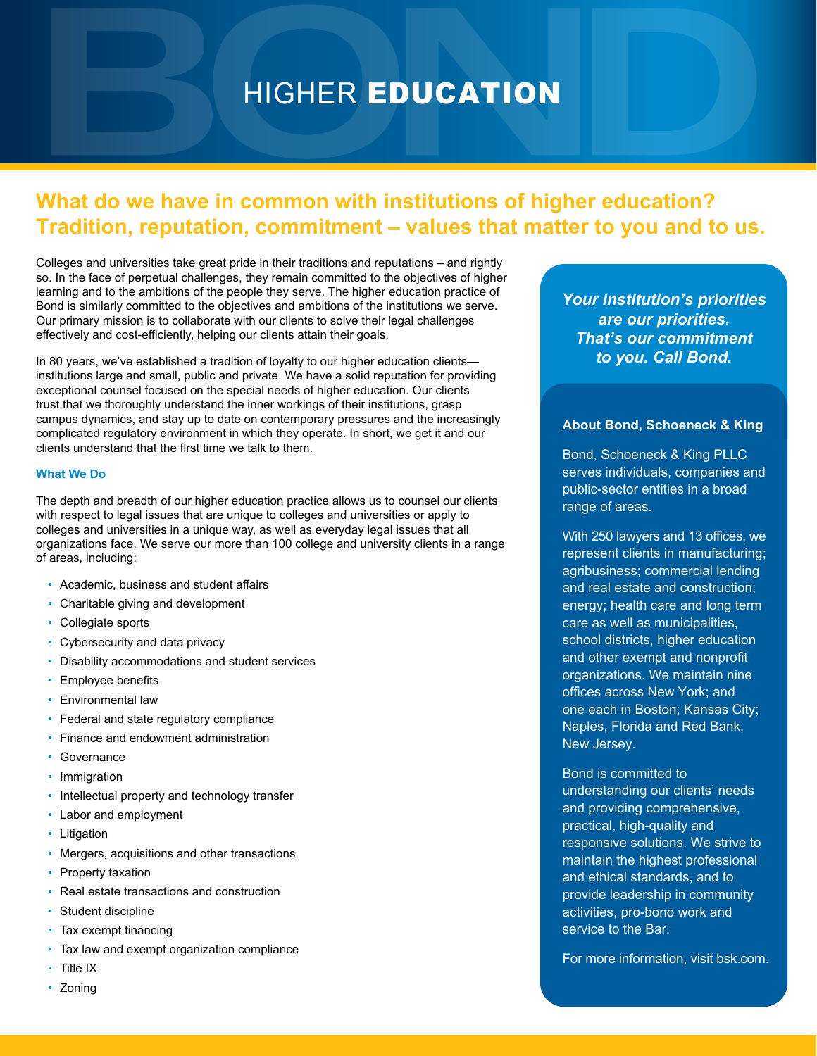# HIGHER **EDUCATION**

## What do we have in common with institutions of higher education? Tradition, reputation, commitment – values that matter to you and to us.

Colleges and universities take great pride in their traditions and reputations – and rightly so. In the face of perpetual challenges, they remain committed to the objectives of higher learning and to the ambitions of the people they serve. The higher education practice of Bond is similarly committed to the objectives and ambitions of the institutions we serve. Our primary mission is to collaborate with our clients to solve their legal challenges effectively and cost-efficiently, helping our clients attain their goals.

In 80 years, we've established a tradition of loyalty to our higher education clients—institutions large and small, public and private. We have a solid reputation for providing exceptional counsel focused on the special needs of higher education. Our clients trust that we thoroughly understand the inner workings of their institutions, grasp campus dynamics, and stay up to date on contemporary pressures and the increasingly complicated regulatory environment in which they operate. In short, we get it and our clients understand that the first time we talk to them.

### What We Do

The depth and breadth of our higher education practice allows us to counsel our clients with respect to legal issues that are unique to colleges and universities or apply to colleges and universities in a unique way, as well as everyday legal issues that all organizations face. We serve our more than 100 college and university clients in a range of areas, including:

- Academic, business and student affairs
- Charitable giving and development
- Collegiate sports
- Cybersecurity and data privacy
- Disability accommodations and student services
- Employee benefits
- Environmental law
- Federal and state regulatory compliance
- Finance and endowment administration
- Governance
- Immigration
- Intellectual property and technology transfer
- Labor and employment
- Litigation
- Mergers, acquisitions and other transactions
- Property taxation
- Real estate transactions and construction
- Student discipline
- Tax exempt financing
- Tax law and exempt organization compliance
- Title IX
- Zoning

***Your institution's priorities are our priorities. That's our commitment to you. Call Bond.***

### About Bond, Schoeneck & King

Bond, Schoeneck & King PLLC serves individuals, companies and public-sector entities in a broad range of areas.

With 250 lawyers and 13 offices, we represent clients in manufacturing; agribusiness; commercial lending and real estate and construction; energy; health care and long term care as well as municipalities, school districts, higher education and other exempt and nonprofit organizations. We maintain nine offices across New York; and one each in Boston; Kansas City; Naples, Florida and Red Bank, New Jersey.

Bond is committed to understanding our clients' needs and providing comprehensive, practical, high-quality and responsive solutions. We strive to maintain the highest professional and ethical standards, and to provide leadership in community activities, pro-bono work and service to the Bar.

For more information, visit bsk.com.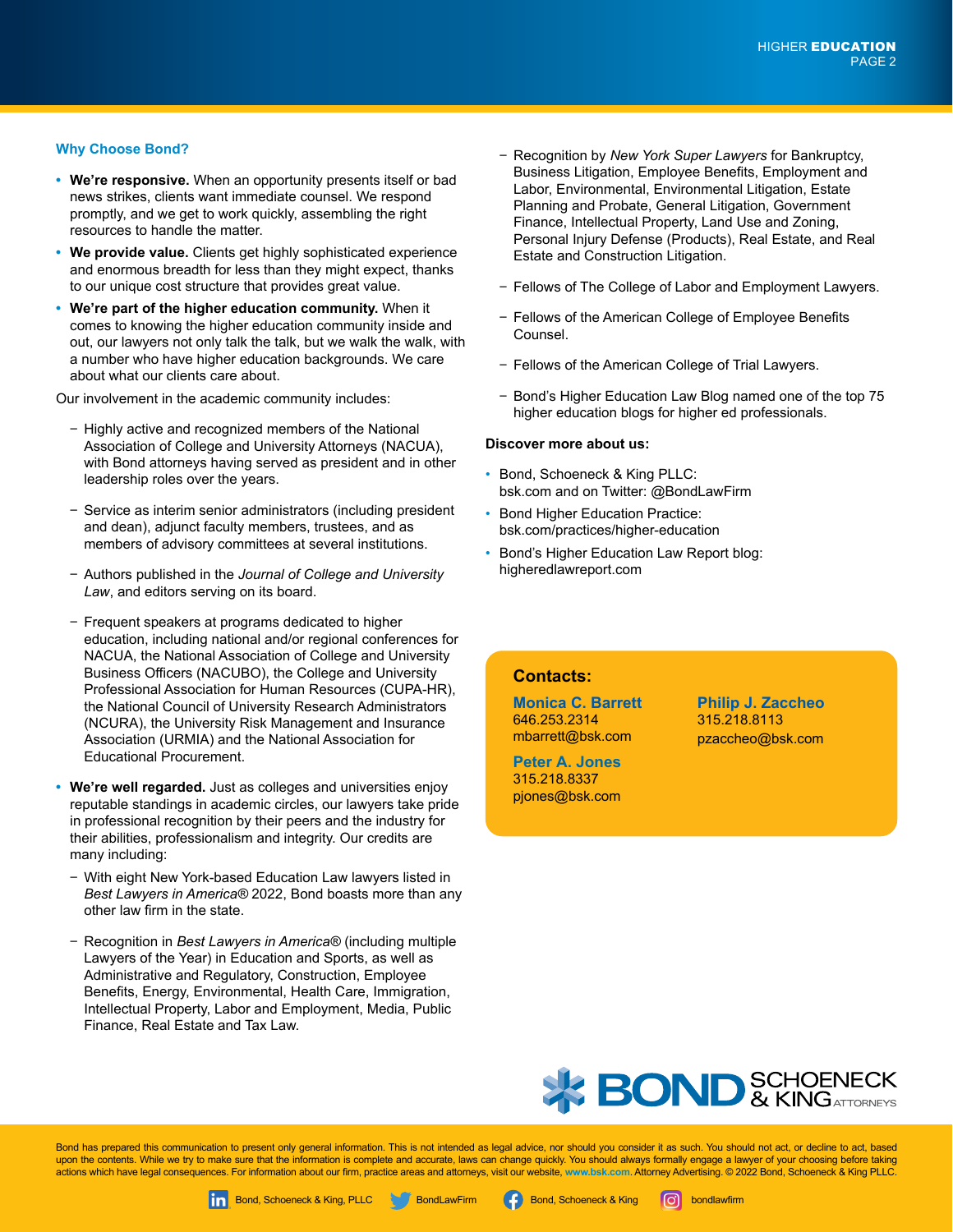## Why Choose Bond?

- **We're responsive.** When an opportunity presents itself or bad news strikes, clients want immediate counsel. We respond promptly, and we get to work quickly, assembling the right resources to handle the matter.
- **We provide value.** Clients get highly sophisticated experience and enormous breadth for less than they might expect, thanks to our unique cost structure that provides great value.
- **We're part of the higher education community.** When it comes to knowing the higher education community inside and out, our lawyers not only talk the talk, but we walk the walk, with a number who have higher education backgrounds. We care about what our clients care about.

Our involvement in the academic community includes:

- Highly active and recognized members of the National Association of College and University Attorneys (NACUA), with Bond attorneys having served as president and in other leadership roles over the years.
- Service as interim senior administrators (including president and dean), adjunct faculty members, trustees, and as members of advisory committees at several institutions.
- Authors published in the *Journal of College and University Law*, and editors serving on its board.
- Frequent speakers at programs dedicated to higher education, including national and/or regional conferences for NACUA, the National Association of College and University Business Officers (NACUBO), the College and University Professional Association for Human Resources (CUPA-HR), the National Council of University Research Administrators (NCURA), the University Risk Management and Insurance Association (URMIA) and the National Association for Educational Procurement.

- **We're well regarded.** Just as colleges and universities enjoy reputable standings in academic circles, our lawyers take pride in professional recognition by their peers and the industry for their abilities, professionalism and integrity. Our credits are many including:
  - With eight New York-based Education Law lawyers listed in *Best Lawyers in America*® 2022, Bond boasts more than any other law firm in the state.
  - Recognition in *Best Lawyers in America*® (including multiple Lawyers of the Year) in Education and Sports, as well as Administrative and Regulatory, Construction, Employee Benefits, Energy, Environmental, Health Care, Immigration, Intellectual Property, Labor and Employment, Media, Public Finance, Real Estate and Tax Law.
  - Recognition by *New York Super Lawyers* for Bankruptcy, Business Litigation, Employee Benefits, Employment and Labor, Environmental, Environmental Litigation, Estate Planning and Probate, General Litigation, Government Finance, Intellectual Property, Land Use and Zoning, Personal Injury Defense (Products), Real Estate, and Real Estate and Construction Litigation.
  - Fellows of The College of Labor and Employment Lawyers.
  - Fellows of the American College of Employee Benefits Counsel.
  - Fellows of the American College of Trial Lawyers.
  - Bond's Higher Education Law Blog named one of the top 75 higher education blogs for higher ed professionals.

**Discover more about us:**

- Bond, Schoeneck & King PLLC: bsk.com and on Twitter: @BondLawFirm
- Bond Higher Education Practice: bsk.com/practices/higher-education
- Bond's Higher Education Law Report blog: higheredlawreport.com

### Contacts:

**Monica C. Barrett**
646.253.2314
mbarrett@bsk.com

**Peter A. Jones**
315.218.8337
pjones@bsk.com

**Philip J. Zaccheo**
315.218.8113
pzaccheo@bsk.com

BOND SCHOENECK & KING ATTORNEYS

Bond has prepared this communication to present only general information. This is not intended as legal advice, nor should you consider it as such. You should not act, or decline to act, based upon the contents. While we try to make sure that the information is complete and accurate, laws can change quickly. You should always formally engage a lawyer of your choosing before taking actions which have legal consequences. For information about our firm, practice areas and attorneys, visit our website, www.bsk.com. Attorney Advertising. © 2022 Bond, Schoeneck & King PLLC.

Bond, Schoeneck & King, PLLC | BondLawFirm | Bond, Schoeneck & King | bondlawfirm